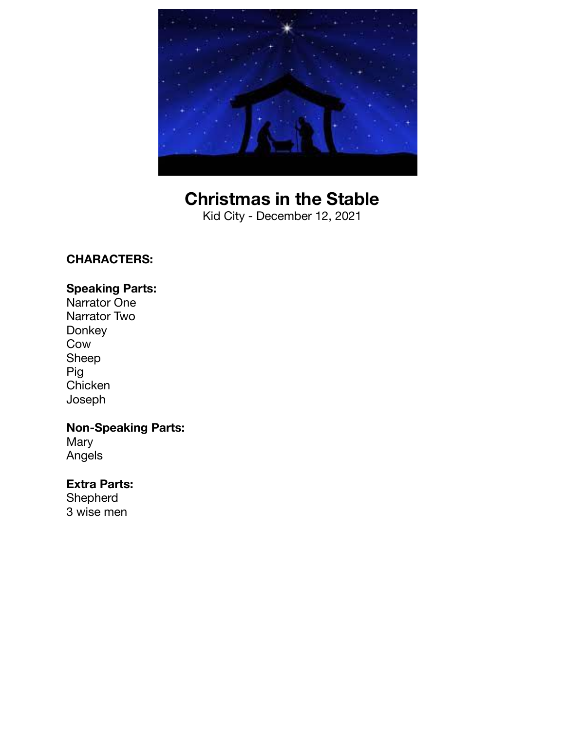# Christmas in the Stable

Kid City - December 12, 2021

**CHARACTERS:**

**Speaking Parts:**
Narrator One
Narrator Two
Donkey
Cow
Sheep
Pig
Chicken
Joseph

**Non-Speaking Parts:**
Mary
Angels

**Extra Parts:**
Shepherd
3 wise men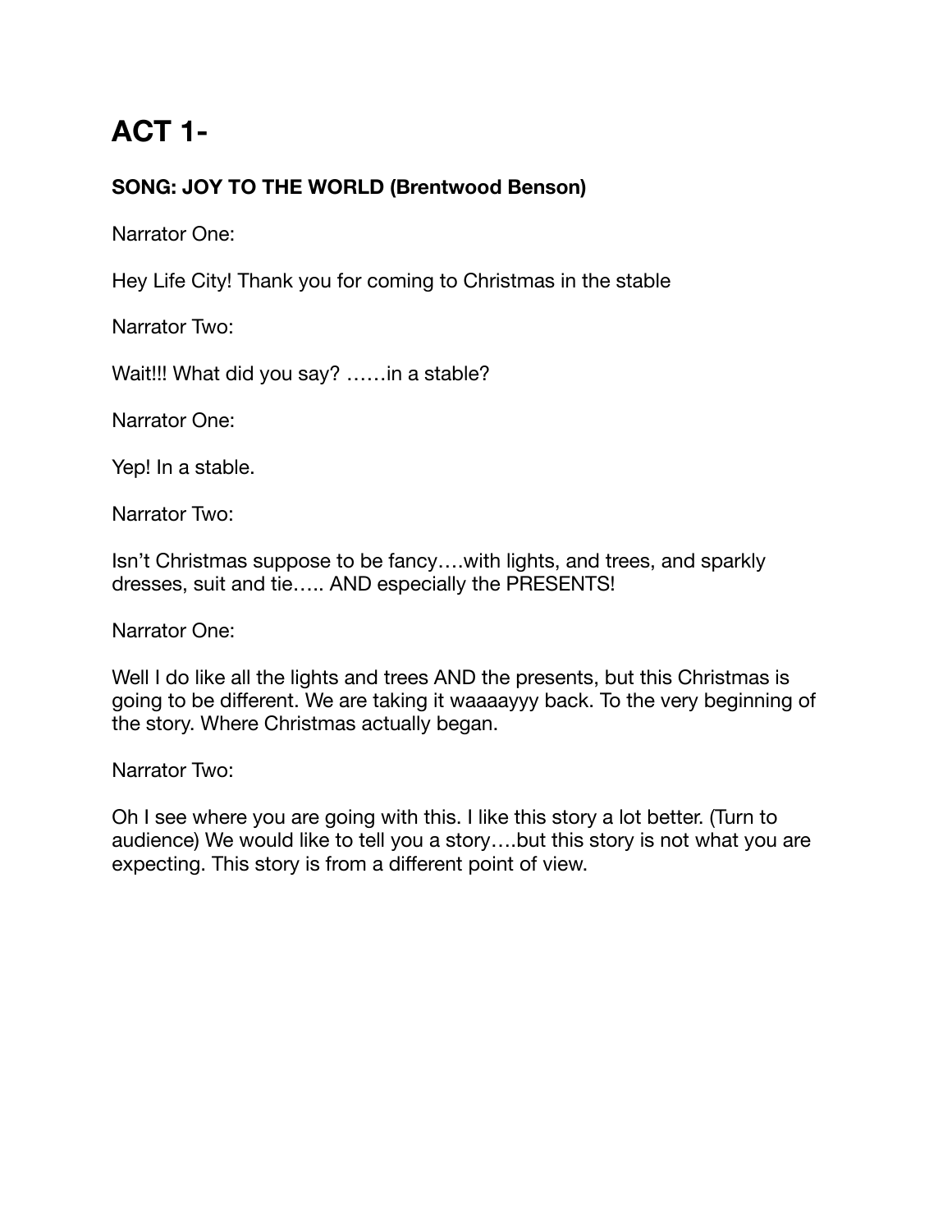# ACT 1-

**SONG: JOY TO THE WORLD (Brentwood Benson)**

Narrator One:

Hey Life City! Thank you for coming to Christmas in the stable

Narrator Two:

Wait!!! What did you say? ……in a stable?

Narrator One:

Yep! In a stable.

Narrator Two:

Isn't Christmas suppose to be fancy….with lights, and trees, and sparkly dresses, suit and tie….. AND especially the PRESENTS!

Narrator One:

Well I do like all the lights and trees AND the presents, but this Christmas is going to be different. We are taking it waaaayyy back. To the very beginning of the story. Where Christmas actually began.

Narrator Two:

Oh I see where you are going with this. I like this story a lot better. (Turn to audience) We would like to tell you a story….but this story is not what you are expecting. This story is from a different point of view.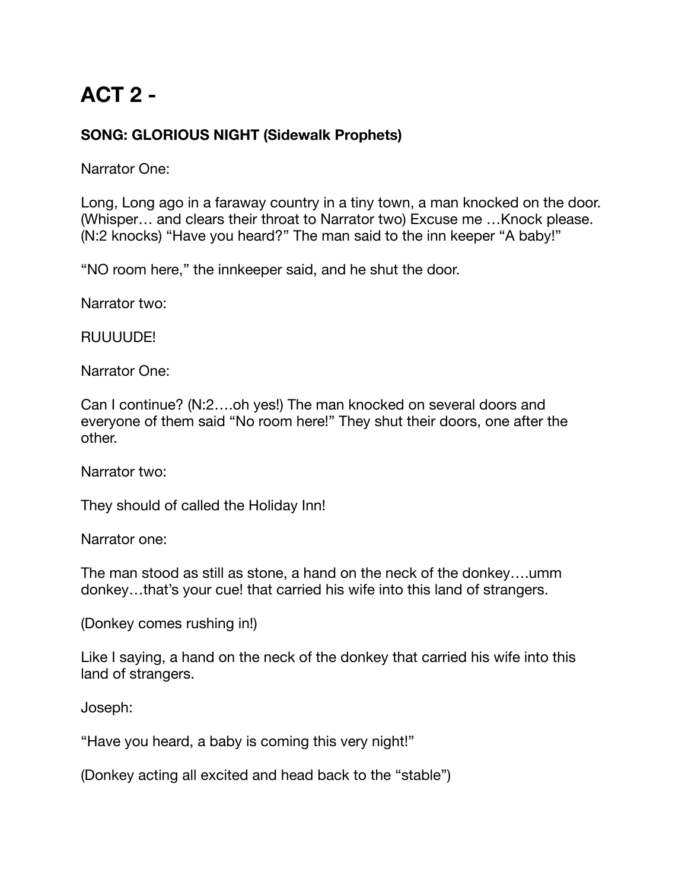# ACT 2 -

**SONG: GLORIOUS NIGHT (Sidewalk Prophets)**

Narrator One:

Long, Long ago in a faraway country in a tiny town, a man knocked on the door. (Whisper… and clears their throat to Narrator two) Excuse me …Knock please. (N:2 knocks) "Have you heard?" The man said to the inn keeper "A baby!"

"NO room here," the innkeeper said, and he shut the door.

Narrator two:

RUUUUDE!

Narrator One:

Can I continue? (N:2….oh yes!) The man knocked on several doors and everyone of them said "No room here!" They shut their doors, one after the other.

Narrator two:

They should of called the Holiday Inn!

Narrator one:

The man stood as still as stone, a hand on the neck of the donkey….umm donkey…that's your cue! that carried his wife into this land of strangers.

(Donkey comes rushing in!)

Like I saying, a hand on the neck of the donkey that carried his wife into this land of strangers.

Joseph:

"Have you heard, a baby is coming this very night!"

(Donkey acting all excited and head back to the "stable")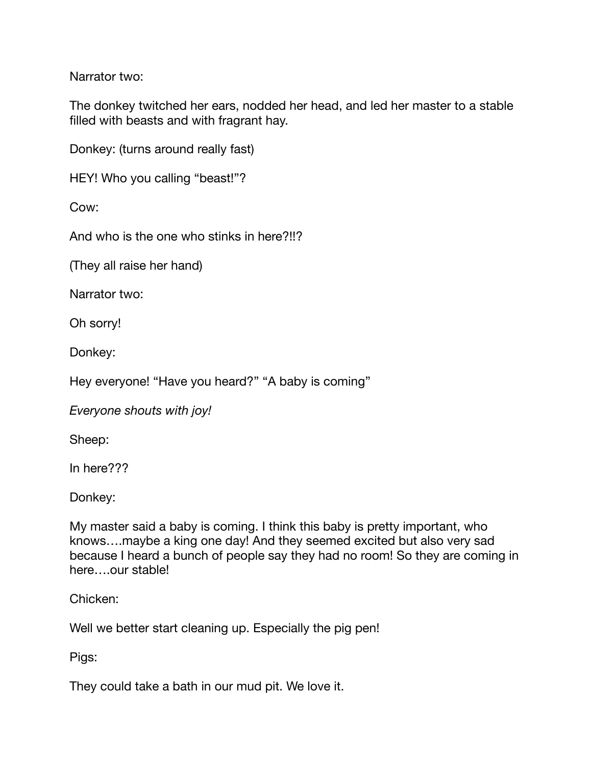Narrator two:

The donkey twitched her ears, nodded her head, and led her master to a stable filled with beasts and with fragrant hay.

Donkey: (turns around really fast)

HEY! Who you calling "beast!"?

Cow:

And who is the one who stinks in here?!!?

(They all raise her hand)

Narrator two:

Oh sorry!

Donkey:

Hey everyone! "Have you heard?" "A baby is coming"

*Everyone shouts with joy!*

Sheep:

In here???

Donkey:

My master said a baby is coming. I think this baby is pretty important, who knows….maybe a king one day! And they seemed excited but also very sad because I heard a bunch of people say they had no room! So they are coming in here….our stable!

Chicken:

Well we better start cleaning up. Especially the pig pen!

Pigs:

They could take a bath in our mud pit. We love it.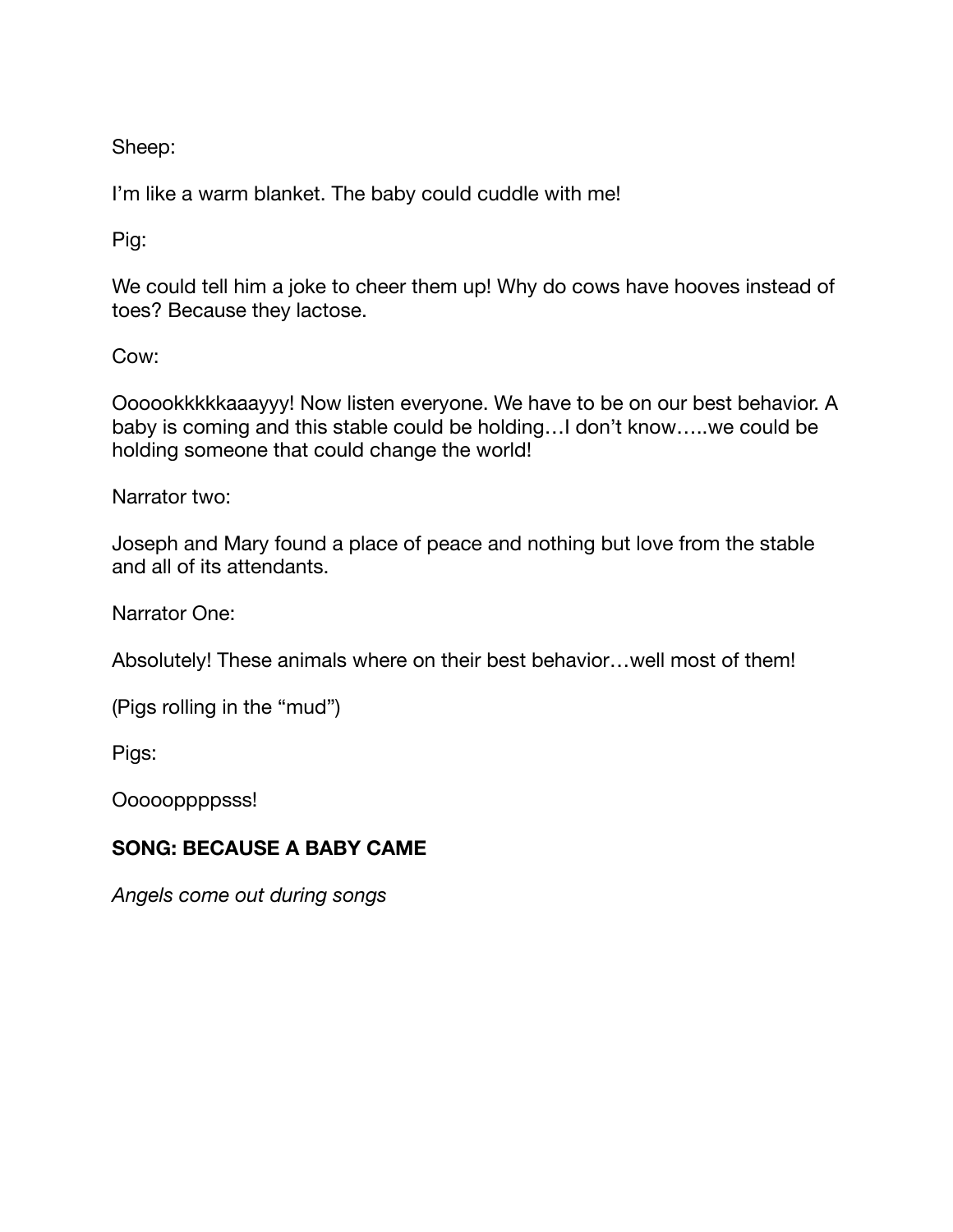Sheep:

I'm like a warm blanket. The baby could cuddle with me!

Pig:

We could tell him a joke to cheer them up! Why do cows have hooves instead of toes? Because they lactose.

Cow:

Oooookkkkkaaayyy! Now listen everyone. We have to be on our best behavior. A baby is coming and this stable could be holding…I don't know…..we could be holding someone that could change the world!

Narrator two:

Joseph and Mary found a place of peace and nothing but love from the stable and all of its attendants.

Narrator One:

Absolutely! These animals where on their best behavior…well most of them!

(Pigs rolling in the "mud")

Pigs:

Oooooppppsss!

**SONG: BECAUSE A BABY CAME**

*Angels come out during songs*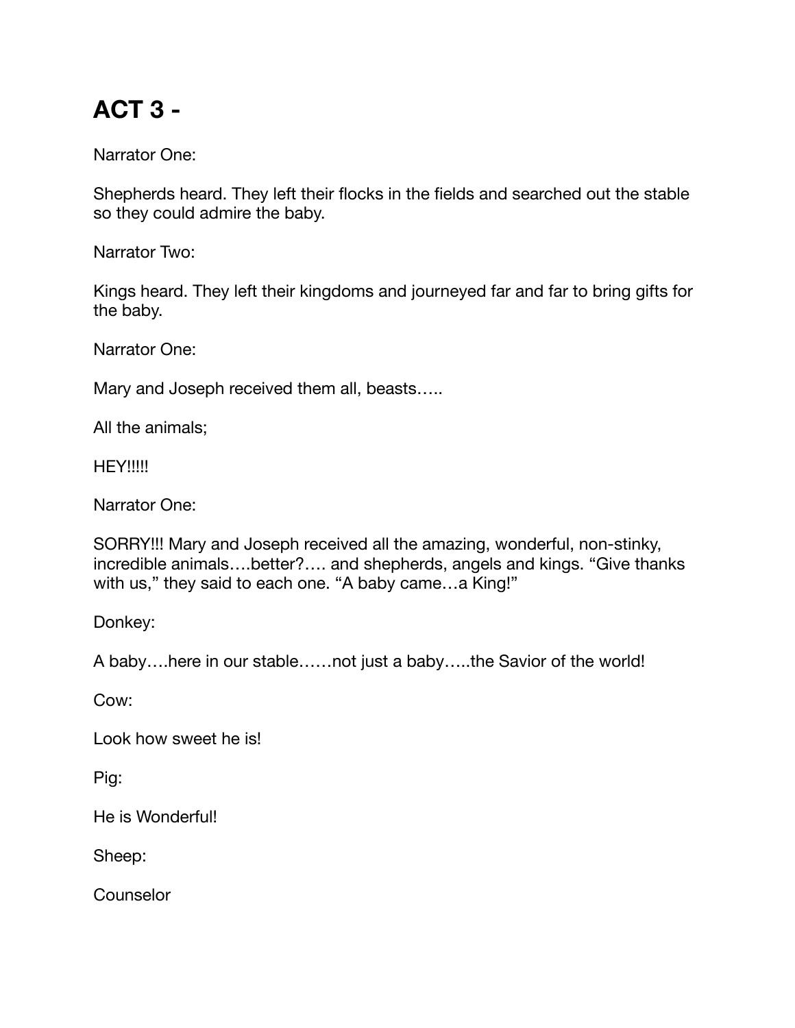# ACT 3 -

Narrator One:

Shepherds heard. They left their flocks in the fields and searched out the stable so they could admire the baby.

Narrator Two:

Kings heard. They left their kingdoms and journeyed far and far to bring gifts for the baby.

Narrator One:

Mary and Joseph received them all, beasts…..

All the animals;

HEY!!!!!

Narrator One:

SORRY!!! Mary and Joseph received all the amazing, wonderful, non-stinky, incredible animals….better?…. and shepherds, angels and kings. “Give thanks with us,” they said to each one. “A baby came…a King!”

Donkey:

A baby….here in our stable……not just a baby…..the Savior of the world!

Cow:

Look how sweet he is!

Pig:

He is Wonderful!

Sheep:

Counselor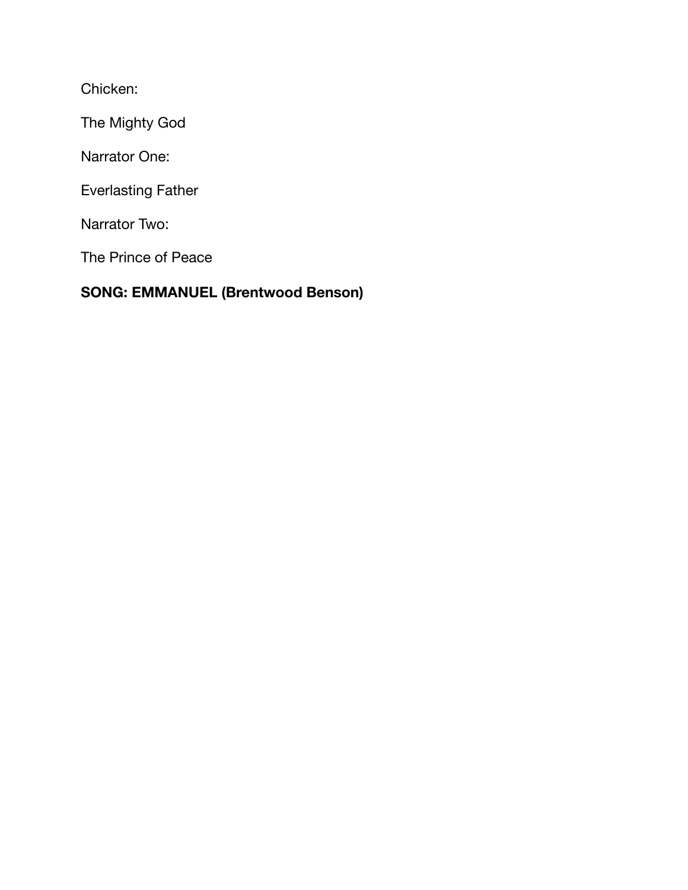Chicken:

The Mighty God

Narrator One:

Everlasting Father

Narrator Two:

The Prince of Peace

**SONG: EMMANUEL (Brentwood Benson)**